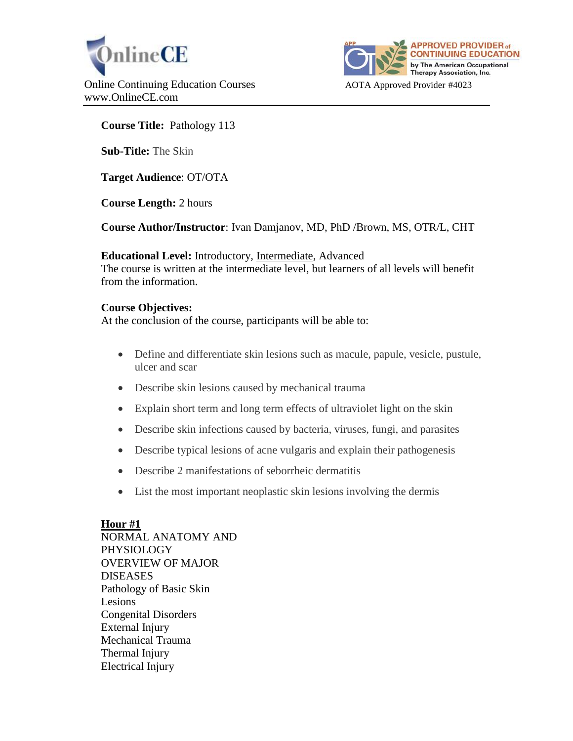OnlineCE

Online Continuing Education Courses
www.OnlineCE.com

APPROVED PROVIDER of CONTINUING EDUCATION by The American Occupational Therapy Association, Inc.

AOTA Approved Provider #4023

**Course Title:** Pathology 113

**Sub-Title:** The Skin

**Target Audience**: OT/OTA

**Course Length:** 2 hours

**Course Author/Instructor**: Ivan Damjanov, MD, PhD /Brown, MS, OTR/L, CHT

**Educational Level:** Introductory, Intermediate, Advanced
The course is written at the intermediate level, but learners of all levels will benefit from the information.

**Course Objectives:**
At the conclusion of the course, participants will be able to:

- Define and differentiate skin lesions such as macule, papule, vesicle, pustule, ulcer and scar
- Describe skin lesions caused by mechanical trauma
- Explain short term and long term effects of ultraviolet light on the skin
- Describe skin infections caused by bacteria, viruses, fungi, and parasites
- Describe typical lesions of acne vulgaris and explain their pathogenesis
- Describe 2 manifestations of seborrheic dermatitis
- List the most important neoplastic skin lesions involving the dermis

**Hour #1**
NORMAL ANATOMY AND PHYSIOLOGY
OVERVIEW OF MAJOR DISEASES
Pathology of Basic Skin Lesions
Congenital Disorders
External Injury
Mechanical Trauma
Thermal Injury
Electrical Injury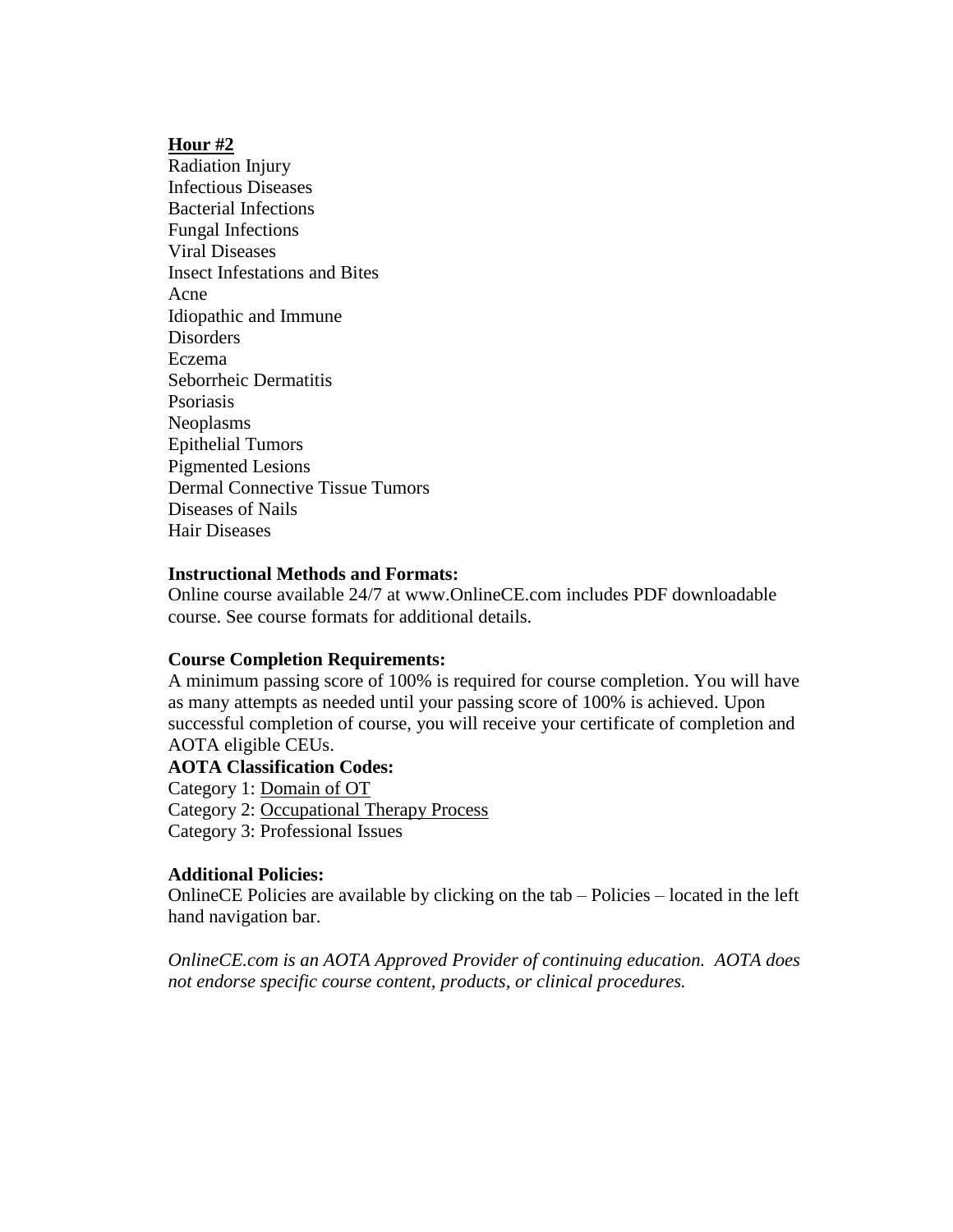**<u>Hour #2</u>**

Radiation Injury
Infectious Diseases
Bacterial Infections
Fungal Infections
Viral Diseases
Insect Infestations and Bites
Acne
Idiopathic and Immune
Disorders
Eczema
Seborrheic Dermatitis
Psoriasis
Neoplasms
Epithelial Tumors
Pigmented Lesions
Dermal Connective Tissue Tumors
Diseases of Nails
Hair Diseases

**Instructional Methods and Formats:**
Online course available 24/7 at www.OnlineCE.com includes PDF downloadable course. See course formats for additional details.

**Course Completion Requirements:**
A minimum passing score of 100% is required for course completion. You will have as many attempts as needed until your passing score of 100% is achieved. Upon successful completion of course, you will receive your certificate of completion and AOTA eligible CEUs.

**AOTA Classification Codes:**
Category 1: <u>Domain of OT</u>
Category 2: <u>Occupational Therapy Process</u>
Category 3: Professional Issues

**Additional Policies:**
OnlineCE Policies are available by clicking on the tab – Policies – located in the left hand navigation bar.

*OnlineCE.com is an AOTA Approved Provider of continuing education. AOTA does not endorse specific course content, products, or clinical procedures.*